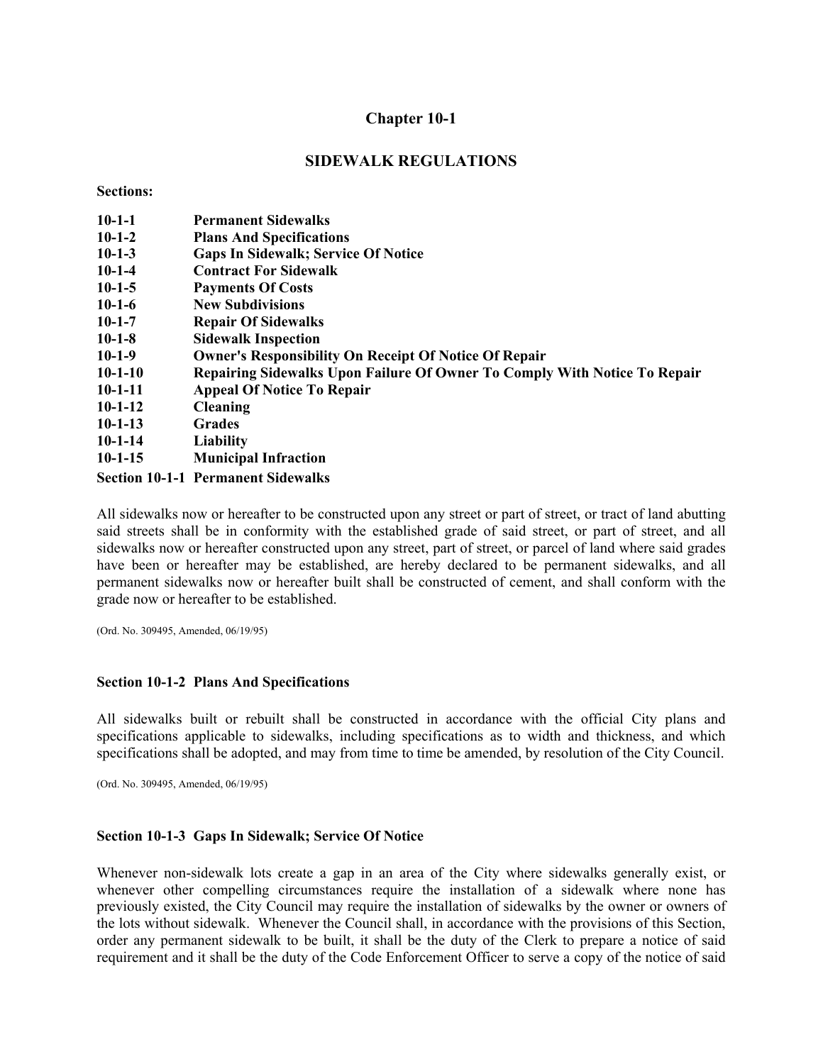# Chapter 10-1

## SIDEWALK REGULATIONS

**Sections:**

| | |
|---|---|
| **10-1-1** | **Permanent Sidewalks** |
| **10-1-2** | **Plans And Specifications** |
| **10-1-3** | **Gaps In Sidewalk; Service Of Notice** |
| **10-1-4** | **Contract For Sidewalk** |
| **10-1-5** | **Payments Of Costs** |
| **10-1-6** | **New Subdivisions** |
| **10-1-7** | **Repair Of Sidewalks** |
| **10-1-8** | **Sidewalk Inspection** |
| **10-1-9** | **Owner's Responsibility On Receipt Of Notice Of Repair** |
| **10-1-10** | **Repairing Sidewalks Upon Failure Of Owner To Comply With Notice To Repair** |
| **10-1-11** | **Appeal Of Notice To Repair** |
| **10-1-12** | **Cleaning** |
| **10-1-13** | **Grades** |
| **10-1-14** | **Liability** |
| **10-1-15** | **Municipal Infraction** |

### Section 10-1-1 Permanent Sidewalks

All sidewalks now or hereafter to be constructed upon any street or part of street, or tract of land abutting said streets shall be in conformity with the established grade of said street, or part of street, and all sidewalks now or hereafter constructed upon any street, part of street, or parcel of land where said grades have been or hereafter may be established, are hereby declared to be permanent sidewalks, and all permanent sidewalks now or hereafter built shall be constructed of cement, and shall conform with the grade now or hereafter to be established.

(Ord. No. 309495, Amended, 06/19/95)

### Section 10-1-2 Plans And Specifications

All sidewalks built or rebuilt shall be constructed in accordance with the official City plans and specifications applicable to sidewalks, including specifications as to width and thickness, and which specifications shall be adopted, and may from time to time be amended, by resolution of the City Council.

(Ord. No. 309495, Amended, 06/19/95)

### Section 10-1-3 Gaps In Sidewalk; Service Of Notice

Whenever non-sidewalk lots create a gap in an area of the City where sidewalks generally exist, or whenever other compelling circumstances require the installation of a sidewalk where none has previously existed, the City Council may require the installation of sidewalks by the owner or owners of the lots without sidewalk. Whenever the Council shall, in accordance with the provisions of this Section, order any permanent sidewalk to be built, it shall be the duty of the Clerk to prepare a notice of said requirement and it shall be the duty of the Code Enforcement Officer to serve a copy of the notice of said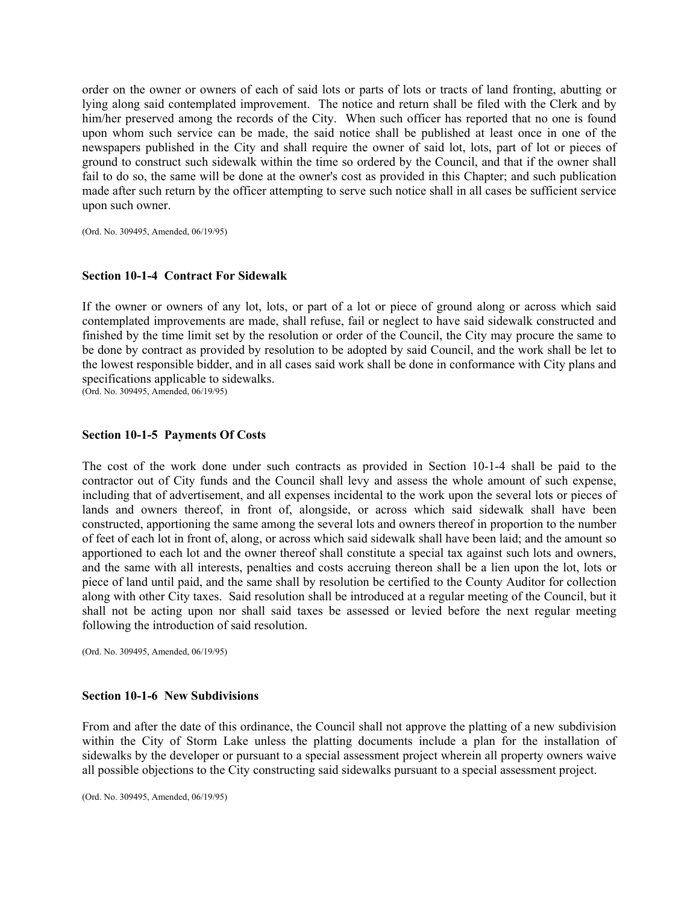order on the owner or owners of each of said lots or parts of lots or tracts of land fronting, abutting or lying along said contemplated improvement. The notice and return shall be filed with the Clerk and by him/her preserved among the records of the City. When such officer has reported that no one is found upon whom such service can be made, the said notice shall be published at least once in one of the newspapers published in the City and shall require the owner of said lot, lots, part of lot or pieces of ground to construct such sidewalk within the time so ordered by the Council, and that if the owner shall fail to do so, the same will be done at the owner's cost as provided in this Chapter; and such publication made after such return by the officer attempting to serve such notice shall in all cases be sufficient service upon such owner.

(Ord. No. 309495, Amended, 06/19/95)

### Section 10-1-4 Contract For Sidewalk

If the owner or owners of any lot, lots, or part of a lot or piece of ground along or across which said contemplated improvements are made, shall refuse, fail or neglect to have said sidewalk constructed and finished by the time limit set by the resolution or order of the Council, the City may procure the same to be done by contract as provided by resolution to be adopted by said Council, and the work shall be let to the lowest responsible bidder, and in all cases said work shall be done in conformance with City plans and specifications applicable to sidewalks.
(Ord. No. 309495, Amended, 06/19/95)

### Section 10-1-5 Payments Of Costs

The cost of the work done under such contracts as provided in Section 10-1-4 shall be paid to the contractor out of City funds and the Council shall levy and assess the whole amount of such expense, including that of advertisement, and all expenses incidental to the work upon the several lots or pieces of lands and owners thereof, in front of, alongside, or across which said sidewalk shall have been constructed, apportioning the same among the several lots and owners thereof in proportion to the number of feet of each lot in front of, along, or across which said sidewalk shall have been laid; and the amount so apportioned to each lot and the owner thereof shall constitute a special tax against such lots and owners, and the same with all interests, penalties and costs accruing thereon shall be a lien upon the lot, lots or piece of land until paid, and the same shall by resolution be certified to the County Auditor for collection along with other City taxes. Said resolution shall be introduced at a regular meeting of the Council, but it shall not be acting upon nor shall said taxes be assessed or levied before the next regular meeting following the introduction of said resolution.

(Ord. No. 309495, Amended, 06/19/95)

### Section 10-1-6 New Subdivisions

From and after the date of this ordinance, the Council shall not approve the platting of a new subdivision within the City of Storm Lake unless the platting documents include a plan for the installation of sidewalks by the developer or pursuant to a special assessment project wherein all property owners waive all possible objections to the City constructing said sidewalks pursuant to a special assessment project.

(Ord. No. 309495, Amended, 06/19/95)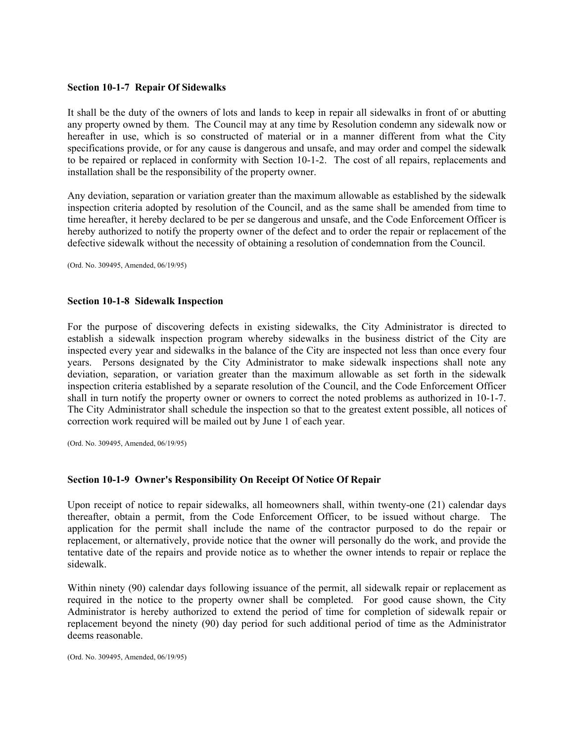### Section 10-1-7 Repair Of Sidewalks

It shall be the duty of the owners of lots and lands to keep in repair all sidewalks in front of or abutting any property owned by them. The Council may at any time by Resolution condemn any sidewalk now or hereafter in use, which is so constructed of material or in a manner different from what the City specifications provide, or for any cause is dangerous and unsafe, and may order and compel the sidewalk to be repaired or replaced in conformity with Section 10-1-2. The cost of all repairs, replacements and installation shall be the responsibility of the property owner.

Any deviation, separation or variation greater than the maximum allowable as established by the sidewalk inspection criteria adopted by resolution of the Council, and as the same shall be amended from time to time hereafter, it hereby declared to be per se dangerous and unsafe, and the Code Enforcement Officer is hereby authorized to notify the property owner of the defect and to order the repair or replacement of the defective sidewalk without the necessity of obtaining a resolution of condemnation from the Council.

(Ord. No. 309495, Amended, 06/19/95)

### Section 10-1-8 Sidewalk Inspection

For the purpose of discovering defects in existing sidewalks, the City Administrator is directed to establish a sidewalk inspection program whereby sidewalks in the business district of the City are inspected every year and sidewalks in the balance of the City are inspected not less than once every four years. Persons designated by the City Administrator to make sidewalk inspections shall note any deviation, separation, or variation greater than the maximum allowable as set forth in the sidewalk inspection criteria established by a separate resolution of the Council, and the Code Enforcement Officer shall in turn notify the property owner or owners to correct the noted problems as authorized in 10-1-7. The City Administrator shall schedule the inspection so that to the greatest extent possible, all notices of correction work required will be mailed out by June 1 of each year.

(Ord. No. 309495, Amended, 06/19/95)

### Section 10-1-9 Owner's Responsibility On Receipt Of Notice Of Repair

Upon receipt of notice to repair sidewalks, all homeowners shall, within twenty-one (21) calendar days thereafter, obtain a permit, from the Code Enforcement Officer, to be issued without charge. The application for the permit shall include the name of the contractor purposed to do the repair or replacement, or alternatively, provide notice that the owner will personally do the work, and provide the tentative date of the repairs and provide notice as to whether the owner intends to repair or replace the sidewalk.

Within ninety (90) calendar days following issuance of the permit, all sidewalk repair or replacement as required in the notice to the property owner shall be completed. For good cause shown, the City Administrator is hereby authorized to extend the period of time for completion of sidewalk repair or replacement beyond the ninety (90) day period for such additional period of time as the Administrator deems reasonable.

(Ord. No. 309495, Amended, 06/19/95)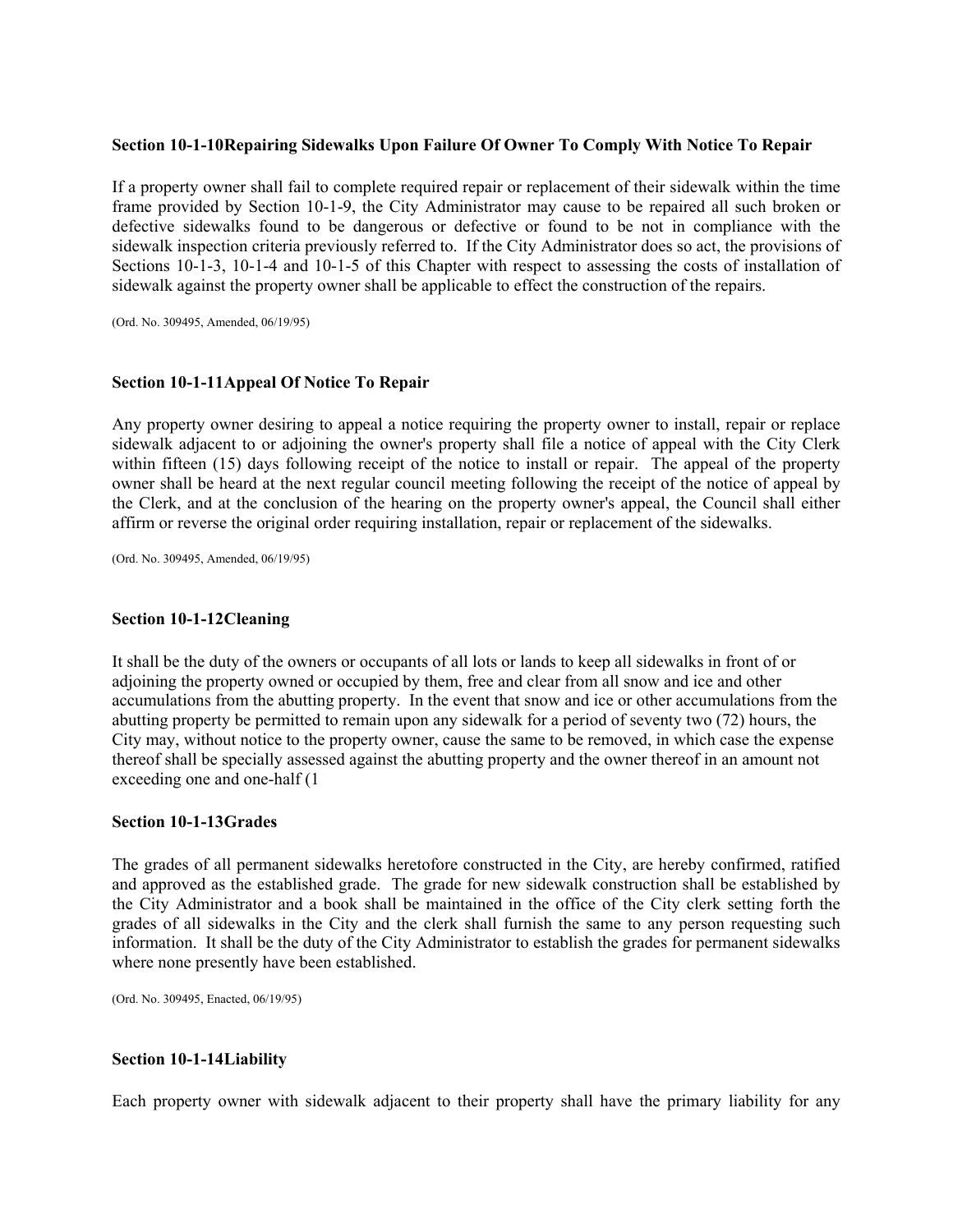### Section 10-1-10Repairing Sidewalks Upon Failure Of Owner To Comply With Notice To Repair

If a property owner shall fail to complete required repair or replacement of their sidewalk within the time frame provided by Section 10-1-9, the City Administrator may cause to be repaired all such broken or defective sidewalks found to be dangerous or defective or found to be not in compliance with the sidewalk inspection criteria previously referred to. If the City Administrator does so act, the provisions of Sections 10-1-3, 10-1-4 and 10-1-5 of this Chapter with respect to assessing the costs of installation of sidewalk against the property owner shall be applicable to effect the construction of the repairs.

(Ord. No. 309495, Amended, 06/19/95)

### Section 10-1-11Appeal Of Notice To Repair

Any property owner desiring to appeal a notice requiring the property owner to install, repair or replace sidewalk adjacent to or adjoining the owner's property shall file a notice of appeal with the City Clerk within fifteen (15) days following receipt of the notice to install or repair. The appeal of the property owner shall be heard at the next regular council meeting following the receipt of the notice of appeal by the Clerk, and at the conclusion of the hearing on the property owner's appeal, the Council shall either affirm or reverse the original order requiring installation, repair or replacement of the sidewalks.

(Ord. No. 309495, Amended, 06/19/95)

### Section 10-1-12Cleaning

It shall be the duty of the owners or occupants of all lots or lands to keep all sidewalks in front of or adjoining the property owned or occupied by them, free and clear from all snow and ice and other accumulations from the abutting property. In the event that snow and ice or other accumulations from the abutting property be permitted to remain upon any sidewalk for a period of seventy two (72) hours, the City may, without notice to the property owner, cause the same to be removed, in which case the expense thereof shall be specially assessed against the abutting property and the owner thereof in an amount not exceeding one and one-half (1

### Section 10-1-13Grades

The grades of all permanent sidewalks heretofore constructed in the City, are hereby confirmed, ratified and approved as the established grade. The grade for new sidewalk construction shall be established by the City Administrator and a book shall be maintained in the office of the City clerk setting forth the grades of all sidewalks in the City and the clerk shall furnish the same to any person requesting such information. It shall be the duty of the City Administrator to establish the grades for permanent sidewalks where none presently have been established.

(Ord. No. 309495, Enacted, 06/19/95)

### Section 10-1-14Liability

Each property owner with sidewalk adjacent to their property shall have the primary liability for any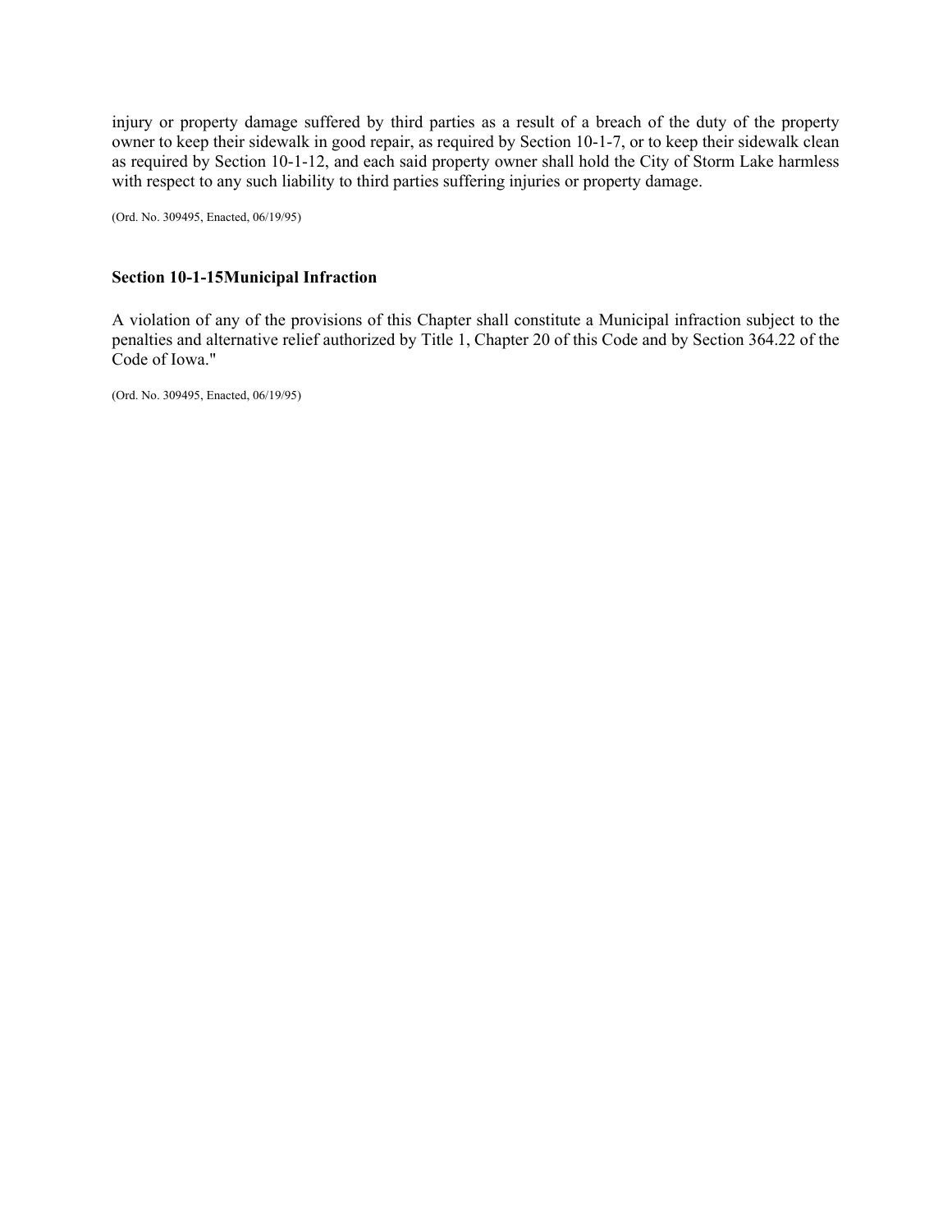injury or property damage suffered by third parties as a result of a breach of the duty of the property owner to keep their sidewalk in good repair, as required by Section 10-1-7, or to keep their sidewalk clean as required by Section 10-1-12, and each said property owner shall hold the City of Storm Lake harmless with respect to any such liability to third parties suffering injuries or property damage.

(Ord. No. 309495, Enacted, 06/19/95)

### Section 10-1-15Municipal Infraction

A violation of any of the provisions of this Chapter shall constitute a Municipal infraction subject to the penalties and alternative relief authorized by Title 1, Chapter 20 of this Code and by Section 364.22 of the Code of Iowa."

(Ord. No. 309495, Enacted, 06/19/95)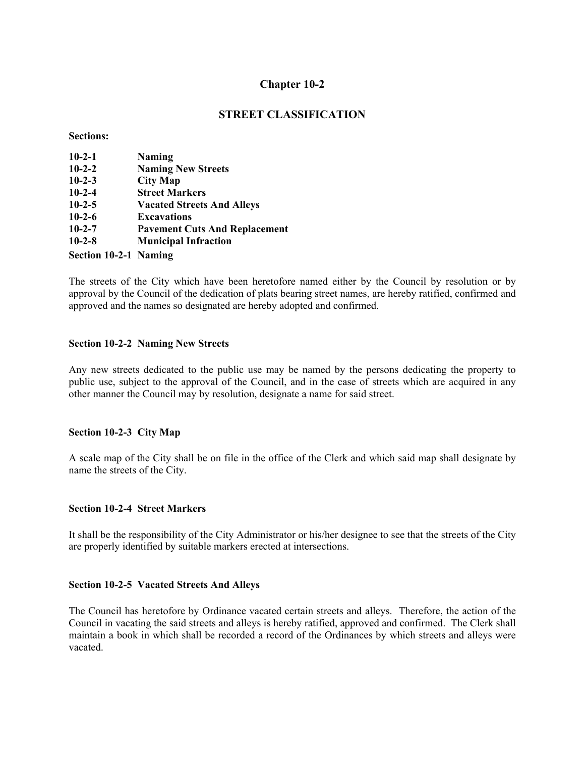# Chapter 10-2

## STREET CLASSIFICATION

**Sections:**

| | |
|---|---|
| **10-2-1** | **Naming** |
| **10-2-2** | **Naming New Streets** |
| **10-2-3** | **City Map** |
| **10-2-4** | **Street Markers** |
| **10-2-5** | **Vacated Streets And Alleys** |
| **10-2-6** | **Excavations** |
| **10-2-7** | **Pavement Cuts And Replacement** |
| **10-2-8** | **Municipal Infraction** |

### Section 10-2-1 Naming

The streets of the City which have been heretofore named either by the Council by resolution or by approval by the Council of the dedication of plats bearing street names, are hereby ratified, confirmed and approved and the names so designated are hereby adopted and confirmed.

### Section 10-2-2 Naming New Streets

Any new streets dedicated to the public use may be named by the persons dedicating the property to public use, subject to the approval of the Council, and in the case of streets which are acquired in any other manner the Council may by resolution, designate a name for said street.

### Section 10-2-3 City Map

A scale map of the City shall be on file in the office of the Clerk and which said map shall designate by name the streets of the City.

### Section 10-2-4 Street Markers

It shall be the responsibility of the City Administrator or his/her designee to see that the streets of the City are properly identified by suitable markers erected at intersections.

### Section 10-2-5 Vacated Streets And Alleys

The Council has heretofore by Ordinance vacated certain streets and alleys. Therefore, the action of the Council in vacating the said streets and alleys is hereby ratified, approved and confirmed. The Clerk shall maintain a book in which shall be recorded a record of the Ordinances by which streets and alleys were vacated.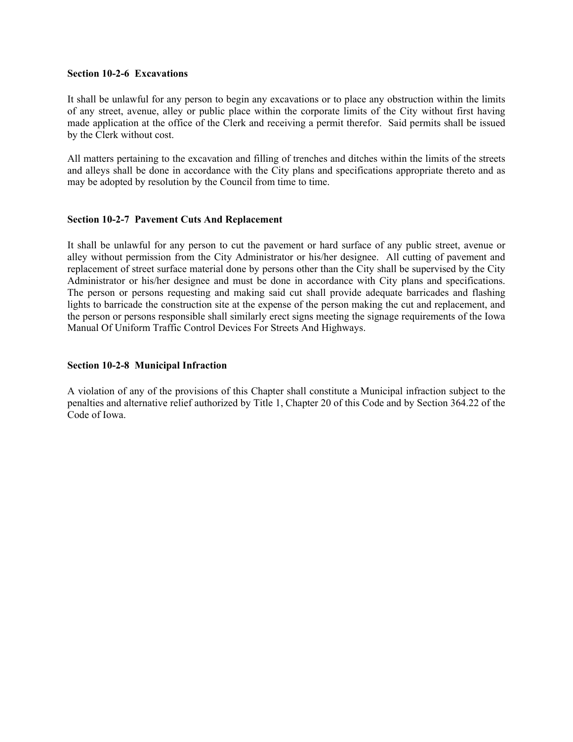### Section 10-2-6 Excavations

It shall be unlawful for any person to begin any excavations or to place any obstruction within the limits of any street, avenue, alley or public place within the corporate limits of the City without first having made application at the office of the Clerk and receiving a permit therefor. Said permits shall be issued by the Clerk without cost.

All matters pertaining to the excavation and filling of trenches and ditches within the limits of the streets and alleys shall be done in accordance with the City plans and specifications appropriate thereto and as may be adopted by resolution by the Council from time to time.

### Section 10-2-7 Pavement Cuts And Replacement

It shall be unlawful for any person to cut the pavement or hard surface of any public street, avenue or alley without permission from the City Administrator or his/her designee. All cutting of pavement and replacement of street surface material done by persons other than the City shall be supervised by the City Administrator or his/her designee and must be done in accordance with City plans and specifications. The person or persons requesting and making said cut shall provide adequate barricades and flashing lights to barricade the construction site at the expense of the person making the cut and replacement, and the person or persons responsible shall similarly erect signs meeting the signage requirements of the Iowa Manual Of Uniform Traffic Control Devices For Streets And Highways.

### Section 10-2-8 Municipal Infraction

A violation of any of the provisions of this Chapter shall constitute a Municipal infraction subject to the penalties and alternative relief authorized by Title 1, Chapter 20 of this Code and by Section 364.22 of the Code of Iowa.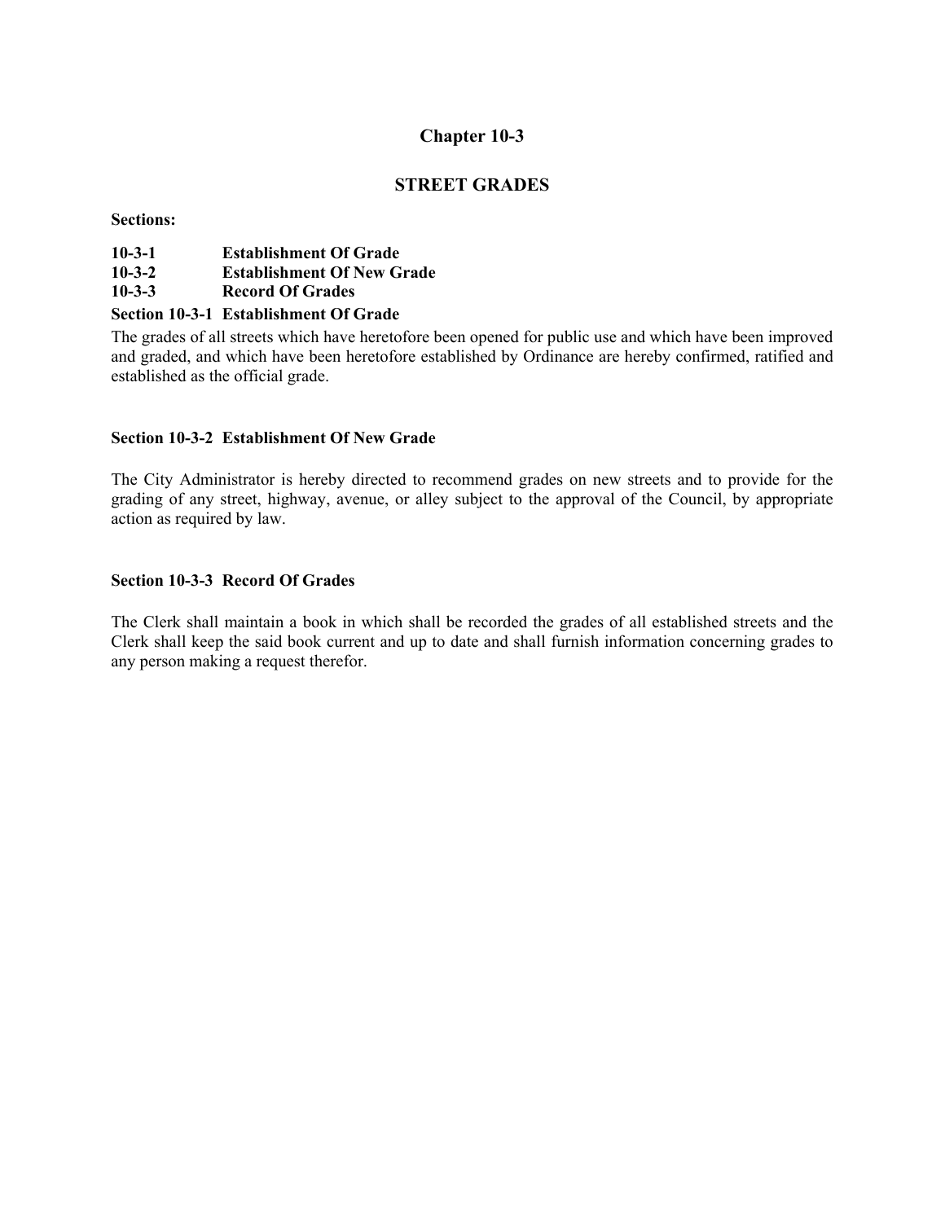# Chapter 10-3

## STREET GRADES

**Sections:**

**10-3-1 Establishment Of Grade**
**10-3-2 Establishment Of New Grade**
**10-3-3 Record Of Grades**

### Section 10-3-1 Establishment Of Grade

The grades of all streets which have heretofore been opened for public use and which have been improved and graded, and which have been heretofore established by Ordinance are hereby confirmed, ratified and established as the official grade.

### Section 10-3-2 Establishment Of New Grade

The City Administrator is hereby directed to recommend grades on new streets and to provide for the grading of any street, highway, avenue, or alley subject to the approval of the Council, by appropriate action as required by law.

### Section 10-3-3 Record Of Grades

The Clerk shall maintain a book in which shall be recorded the grades of all established streets and the Clerk shall keep the said book current and up to date and shall furnish information concerning grades to any person making a request therefor.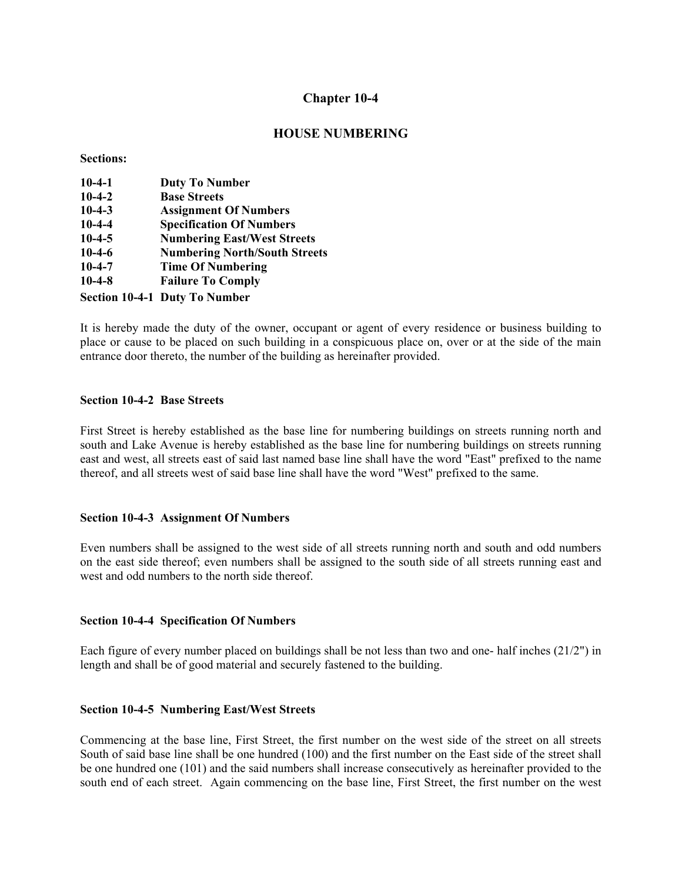# Chapter 10-4

## HOUSE NUMBERING

**Sections:**

**10-4-1 Duty To Number**
**10-4-2 Base Streets**
**10-4-3 Assignment Of Numbers**
**10-4-4 Specification Of Numbers**
**10-4-5 Numbering East/West Streets**
**10-4-6 Numbering North/South Streets**
**10-4-7 Time Of Numbering**
**10-4-8 Failure To Comply**

### Section 10-4-1 Duty To Number

It is hereby made the duty of the owner, occupant or agent of every residence or business building to place or cause to be placed on such building in a conspicuous place on, over or at the side of the main entrance door thereto, the number of the building as hereinafter provided.

### Section 10-4-2 Base Streets

First Street is hereby established as the base line for numbering buildings on streets running north and south and Lake Avenue is hereby established as the base line for numbering buildings on streets running east and west, all streets east of said last named base line shall have the word "East" prefixed to the name thereof, and all streets west of said base line shall have the word "West" prefixed to the same.

### Section 10-4-3 Assignment Of Numbers

Even numbers shall be assigned to the west side of all streets running north and south and odd numbers on the east side thereof; even numbers shall be assigned to the south side of all streets running east and west and odd numbers to the north side thereof.

### Section 10-4-4 Specification Of Numbers

Each figure of every number placed on buildings shall be not less than two and one- half inches (21/2") in length and shall be of good material and securely fastened to the building.

### Section 10-4-5 Numbering East/West Streets

Commencing at the base line, First Street, the first number on the west side of the street on all streets South of said base line shall be one hundred (100) and the first number on the East side of the street shall be one hundred one (101) and the said numbers shall increase consecutively as hereinafter provided to the south end of each street. Again commencing on the base line, First Street, the first number on the west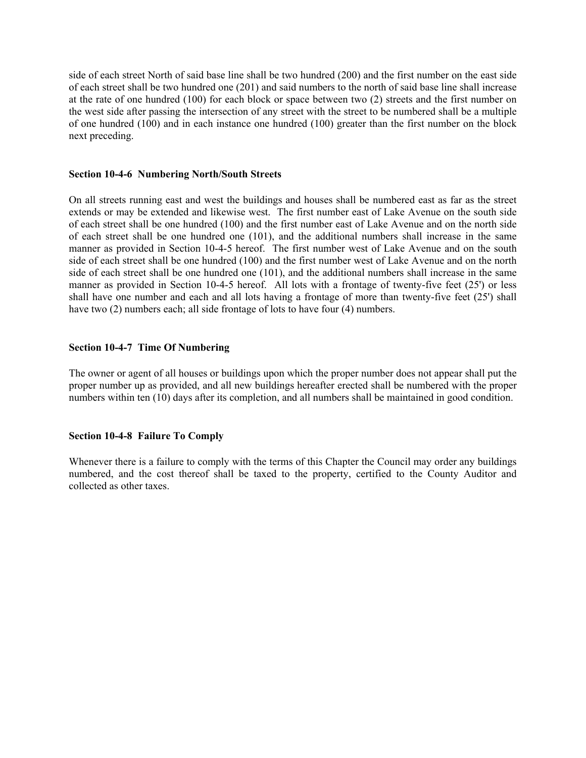side of each street North of said base line shall be two hundred (200) and the first number on the east side of each street shall be two hundred one (201) and said numbers to the north of said base line shall increase at the rate of one hundred (100) for each block or space between two (2) streets and the first number on the west side after passing the intersection of any street with the street to be numbered shall be a multiple of one hundred (100) and in each instance one hundred (100) greater than the first number on the block next preceding.

**Section 10-4-6 Numbering North/South Streets**

On all streets running east and west the buildings and houses shall be numbered east as far as the street extends or may be extended and likewise west. The first number east of Lake Avenue on the south side of each street shall be one hundred (100) and the first number east of Lake Avenue and on the north side of each street shall be one hundred one (101), and the additional numbers shall increase in the same manner as provided in Section 10-4-5 hereof. The first number west of Lake Avenue and on the south side of each street shall be one hundred (100) and the first number west of Lake Avenue and on the north side of each street shall be one hundred one (101), and the additional numbers shall increase in the same manner as provided in Section 10-4-5 hereof. All lots with a frontage of twenty-five feet (25') or less shall have one number and each and all lots having a frontage of more than twenty-five feet (25') shall have two (2) numbers each; all side frontage of lots to have four (4) numbers.

**Section 10-4-7 Time Of Numbering**

The owner or agent of all houses or buildings upon which the proper number does not appear shall put the proper number up as provided, and all new buildings hereafter erected shall be numbered with the proper numbers within ten (10) days after its completion, and all numbers shall be maintained in good condition.

**Section 10-4-8 Failure To Comply**

Whenever there is a failure to comply with the terms of this Chapter the Council may order any buildings numbered, and the cost thereof shall be taxed to the property, certified to the County Auditor and collected as other taxes.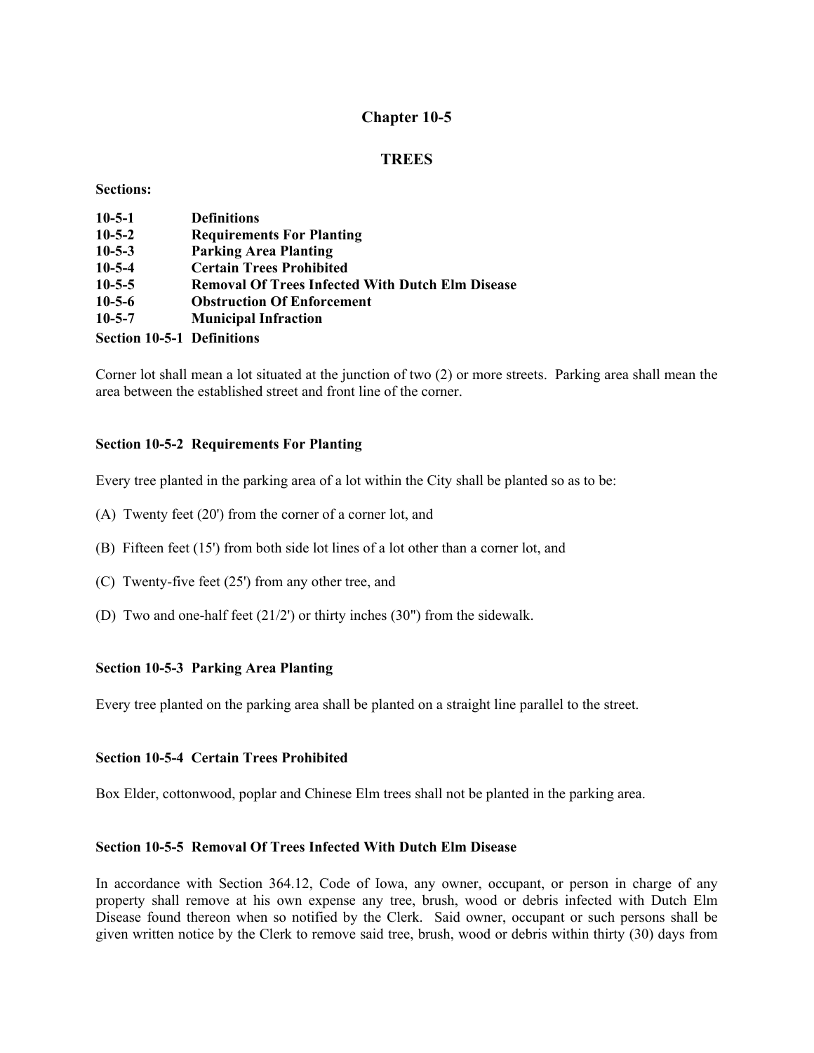# Chapter 10-5

## TREES

**Sections:**

**10-5-1 Definitions**
**10-5-2 Requirements For Planting**
**10-5-3 Parking Area Planting**
**10-5-4 Certain Trees Prohibited**
**10-5-5 Removal Of Trees Infected With Dutch Elm Disease**
**10-5-6 Obstruction Of Enforcement**
**10-5-7 Municipal Infraction**

### Section 10-5-1 Definitions

Corner lot shall mean a lot situated at the junction of two (2) or more streets. Parking area shall mean the area between the established street and front line of the corner.

### Section 10-5-2 Requirements For Planting

Every tree planted in the parking area of a lot within the City shall be planted so as to be:

(A) Twenty feet (20') from the corner of a corner lot, and

(B) Fifteen feet (15') from both side lot lines of a lot other than a corner lot, and

(C) Twenty-five feet (25') from any other tree, and

(D) Two and one-half feet (21/2') or thirty inches (30") from the sidewalk.

### Section 10-5-3 Parking Area Planting

Every tree planted on the parking area shall be planted on a straight line parallel to the street.

### Section 10-5-4 Certain Trees Prohibited

Box Elder, cottonwood, poplar and Chinese Elm trees shall not be planted in the parking area.

### Section 10-5-5 Removal Of Trees Infected With Dutch Elm Disease

In accordance with Section 364.12, Code of Iowa, any owner, occupant, or person in charge of any property shall remove at his own expense any tree, brush, wood or debris infected with Dutch Elm Disease found thereon when so notified by the Clerk. Said owner, occupant or such persons shall be given written notice by the Clerk to remove said tree, brush, wood or debris within thirty (30) days from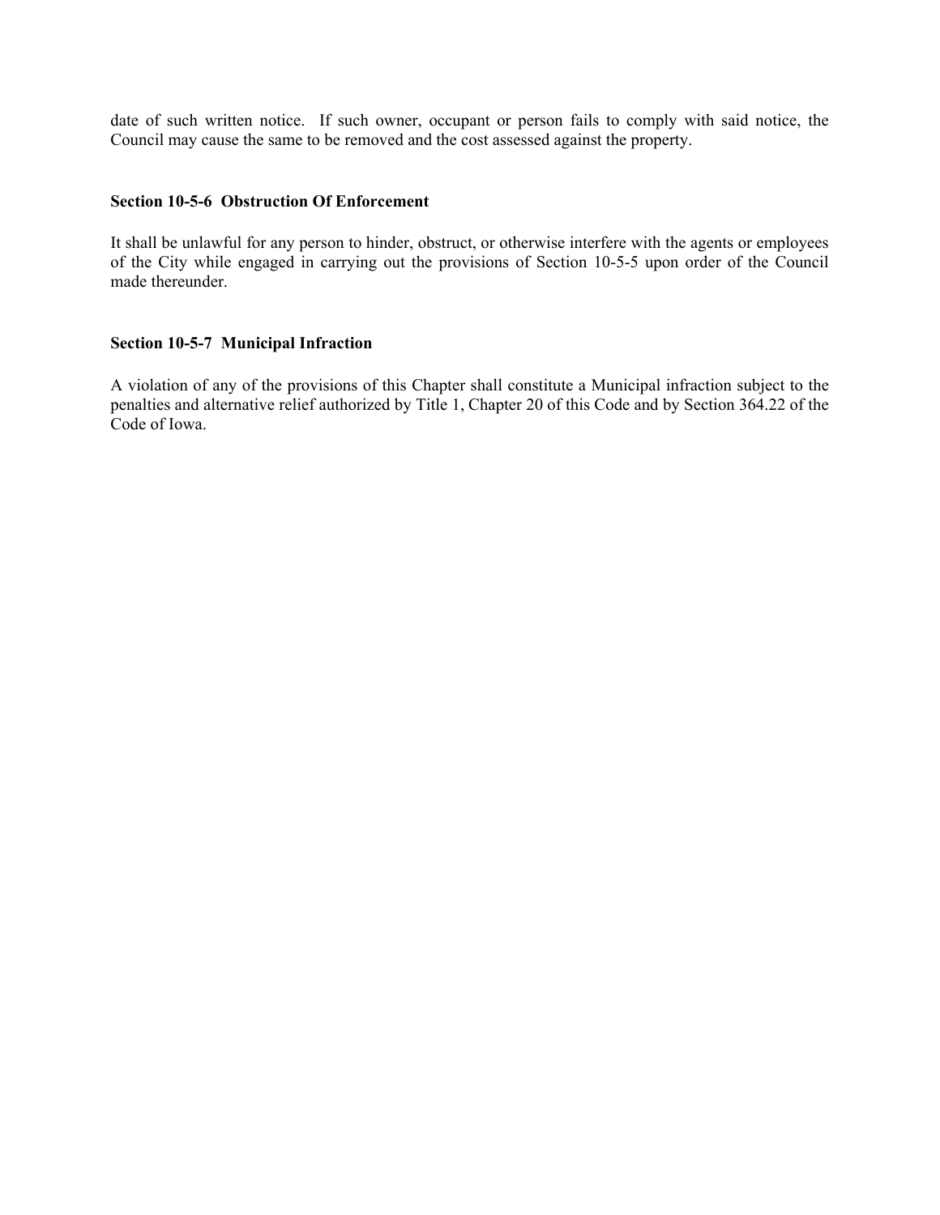date of such written notice. If such owner, occupant or person fails to comply with said notice, the Council may cause the same to be removed and the cost assessed against the property.

**Section 10-5-6 Obstruction Of Enforcement**

It shall be unlawful for any person to hinder, obstruct, or otherwise interfere with the agents or employees of the City while engaged in carrying out the provisions of Section 10-5-5 upon order of the Council made thereunder.

**Section 10-5-7 Municipal Infraction**

A violation of any of the provisions of this Chapter shall constitute a Municipal infraction subject to the penalties and alternative relief authorized by Title 1, Chapter 20 of this Code and by Section 364.22 of the Code of Iowa.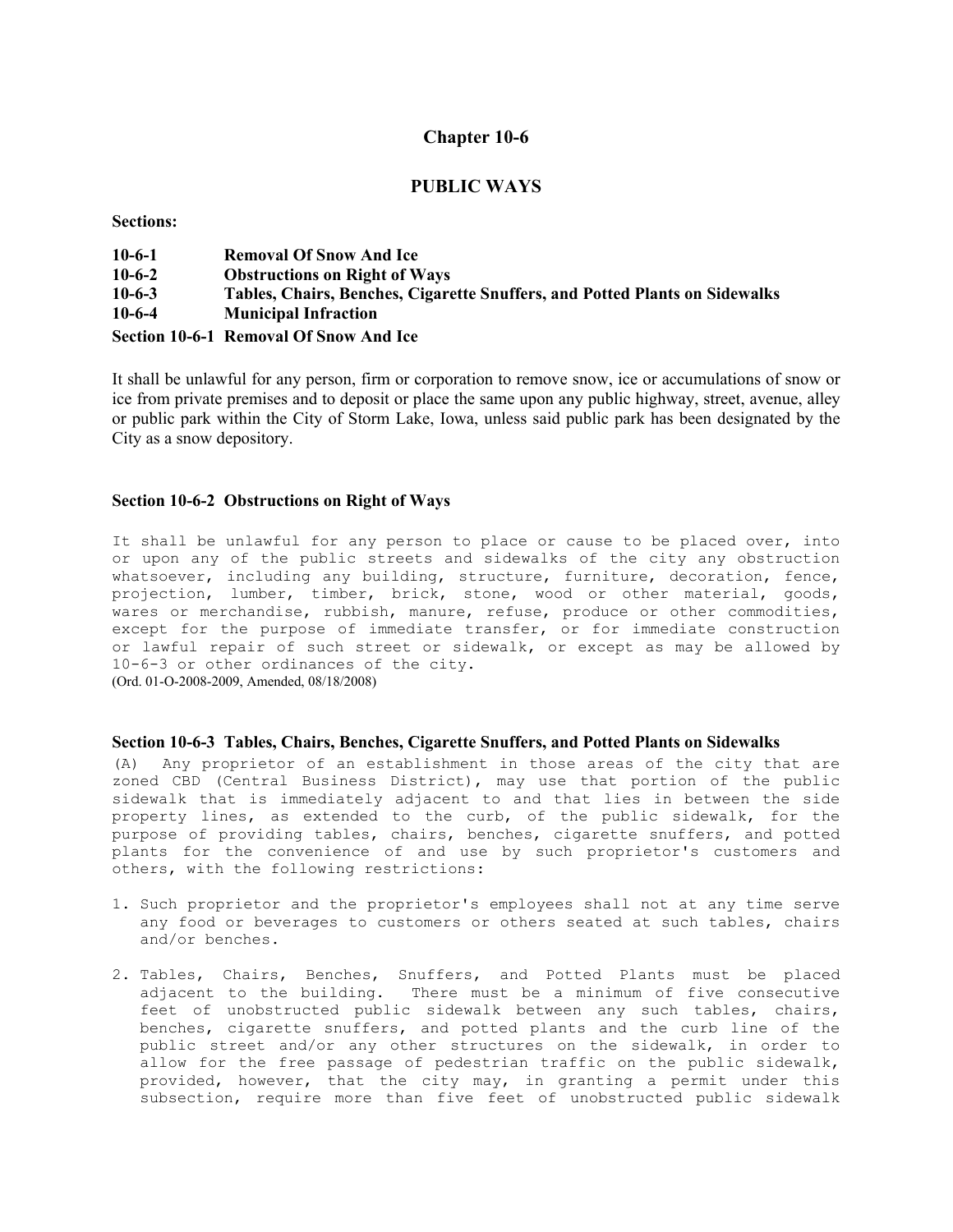# Chapter 10-6

## PUBLIC WAYS

**Sections:**

**10-6-1 Removal Of Snow And Ice**
**10-6-2 Obstructions on Right of Ways**
**10-6-3 Tables, Chairs, Benches, Cigarette Snuffers, and Potted Plants on Sidewalks**
**10-6-4 Municipal Infraction**

### Section 10-6-1 Removal Of Snow And Ice

It shall be unlawful for any person, firm or corporation to remove snow, ice or accumulations of snow or ice from private premises and to deposit or place the same upon any public highway, street, avenue, alley or public park within the City of Storm Lake, Iowa, unless said public park has been designated by the City as a snow depository.

### Section 10-6-2 Obstructions on Right of Ways

It shall be unlawful for any person to place or cause to be placed over, into or upon any of the public streets and sidewalks of the city any obstruction whatsoever, including any building, structure, furniture, decoration, fence, projection, lumber, timber, brick, stone, wood or other material, goods, wares or merchandise, rubbish, manure, refuse, produce or other commodities, except for the purpose of immediate transfer, or for immediate construction or lawful repair of such street or sidewalk, or except as may be allowed by 10-6-3 or other ordinances of the city.
(Ord. 01-O-2008-2009, Amended, 08/18/2008)

### Section 10-6-3 Tables, Chairs, Benches, Cigarette Snuffers, and Potted Plants on Sidewalks

(A) Any proprietor of an establishment in those areas of the city that are zoned CBD (Central Business District), may use that portion of the public sidewalk that is immediately adjacent to and that lies in between the side property lines, as extended to the curb, of the public sidewalk, for the purpose of providing tables, chairs, benches, cigarette snuffers, and potted plants for the convenience of and use by such proprietor's customers and others, with the following restrictions:

1. Such proprietor and the proprietor's employees shall not at any time serve any food or beverages to customers or others seated at such tables, chairs and/or benches.

2. Tables, Chairs, Benches, Snuffers, and Potted Plants must be placed adjacent to the building. There must be a minimum of five consecutive feet of unobstructed public sidewalk between any such tables, chairs, benches, cigarette snuffers, and potted plants and the curb line of the public street and/or any other structures on the sidewalk, in order to allow for the free passage of pedestrian traffic on the public sidewalk, provided, however, that the city may, in granting a permit under this subsection, require more than five feet of unobstructed public sidewalk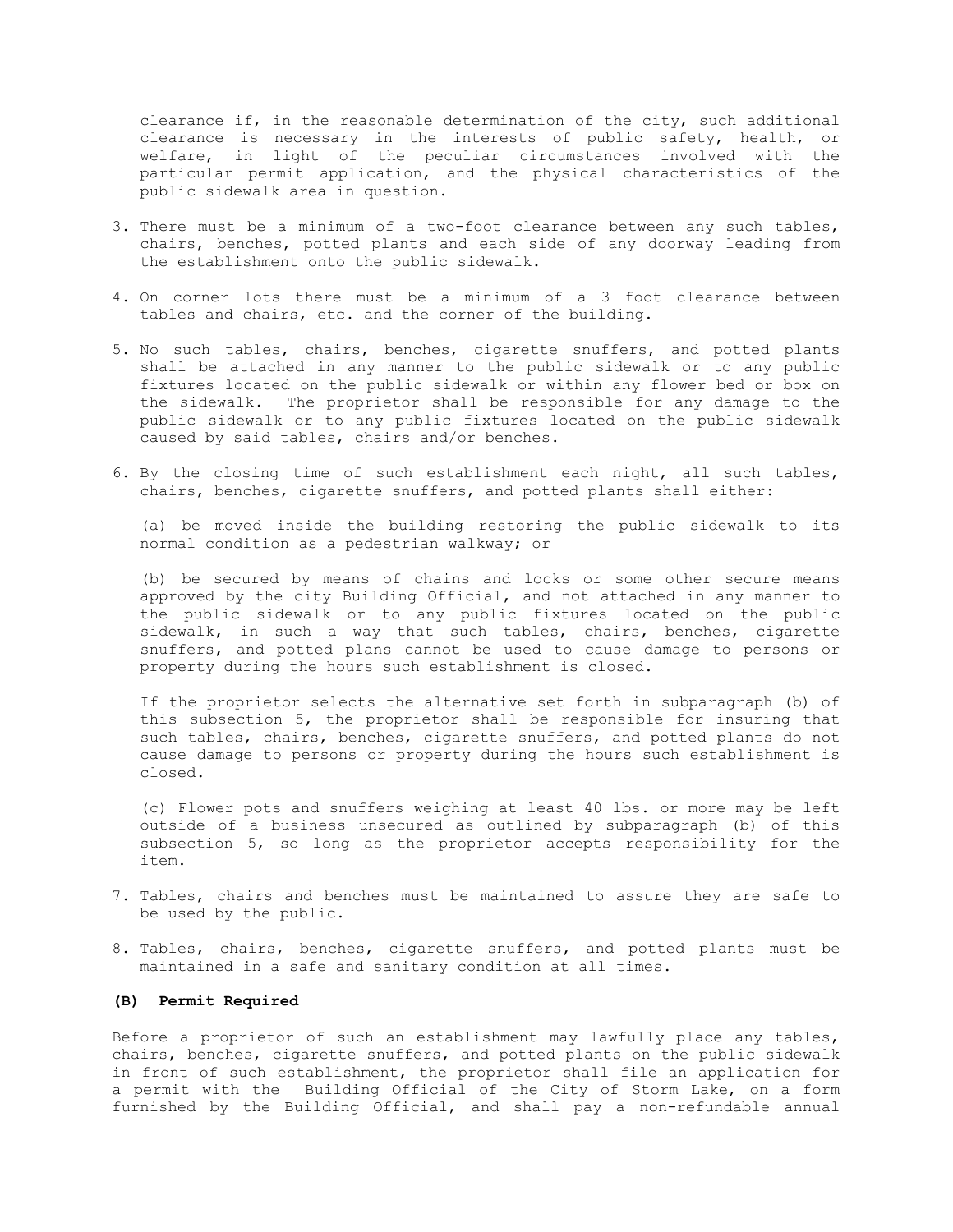clearance if, in the reasonable determination of the city, such additional clearance is necessary in the interests of public safety, health, or welfare, in light of the peculiar circumstances involved with the particular permit application, and the physical characteristics of the public sidewalk area in question.

3. There must be a minimum of a two-foot clearance between any such tables, chairs, benches, potted plants and each side of any doorway leading from the establishment onto the public sidewalk.

4. On corner lots there must be a minimum of a 3 foot clearance between tables and chairs, etc. and the corner of the building.

5. No such tables, chairs, benches, cigarette snuffers, and potted plants shall be attached in any manner to the public sidewalk or to any public fixtures located on the public sidewalk or within any flower bed or box on the sidewalk. The proprietor shall be responsible for any damage to the public sidewalk or to any public fixtures located on the public sidewalk caused by said tables, chairs and/or benches.

6. By the closing time of such establishment each night, all such tables, chairs, benches, cigarette snuffers, and potted plants shall either:

   (a) be moved inside the building restoring the public sidewalk to its normal condition as a pedestrian walkway; or

   (b) be secured by means of chains and locks or some other secure means approved by the city Building Official, and not attached in any manner to the public sidewalk or to any public fixtures located on the public sidewalk, in such a way that such tables, chairs, benches, cigarette snuffers, and potted plans cannot be used to cause damage to persons or property during the hours such establishment is closed.

   If the proprietor selects the alternative set forth in subparagraph (b) of this subsection 5, the proprietor shall be responsible for insuring that such tables, chairs, benches, cigarette snuffers, and potted plants do not cause damage to persons or property during the hours such establishment is closed.

   (c) Flower pots and snuffers weighing at least 40 lbs. or more may be left outside of a business unsecured as outlined by subparagraph (b) of this subsection 5, so long as the proprietor accepts responsibility for the item.

7. Tables, chairs and benches must be maintained to assure they are safe to be used by the public.

8. Tables, chairs, benches, cigarette snuffers, and potted plants must be maintained in a safe and sanitary condition at all times.

**(B) Permit Required**

Before a proprietor of such an establishment may lawfully place any tables, chairs, benches, cigarette snuffers, and potted plants on the public sidewalk in front of such establishment, the proprietor shall file an application for a permit with the Building Official of the City of Storm Lake, on a form furnished by the Building Official, and shall pay a non-refundable annual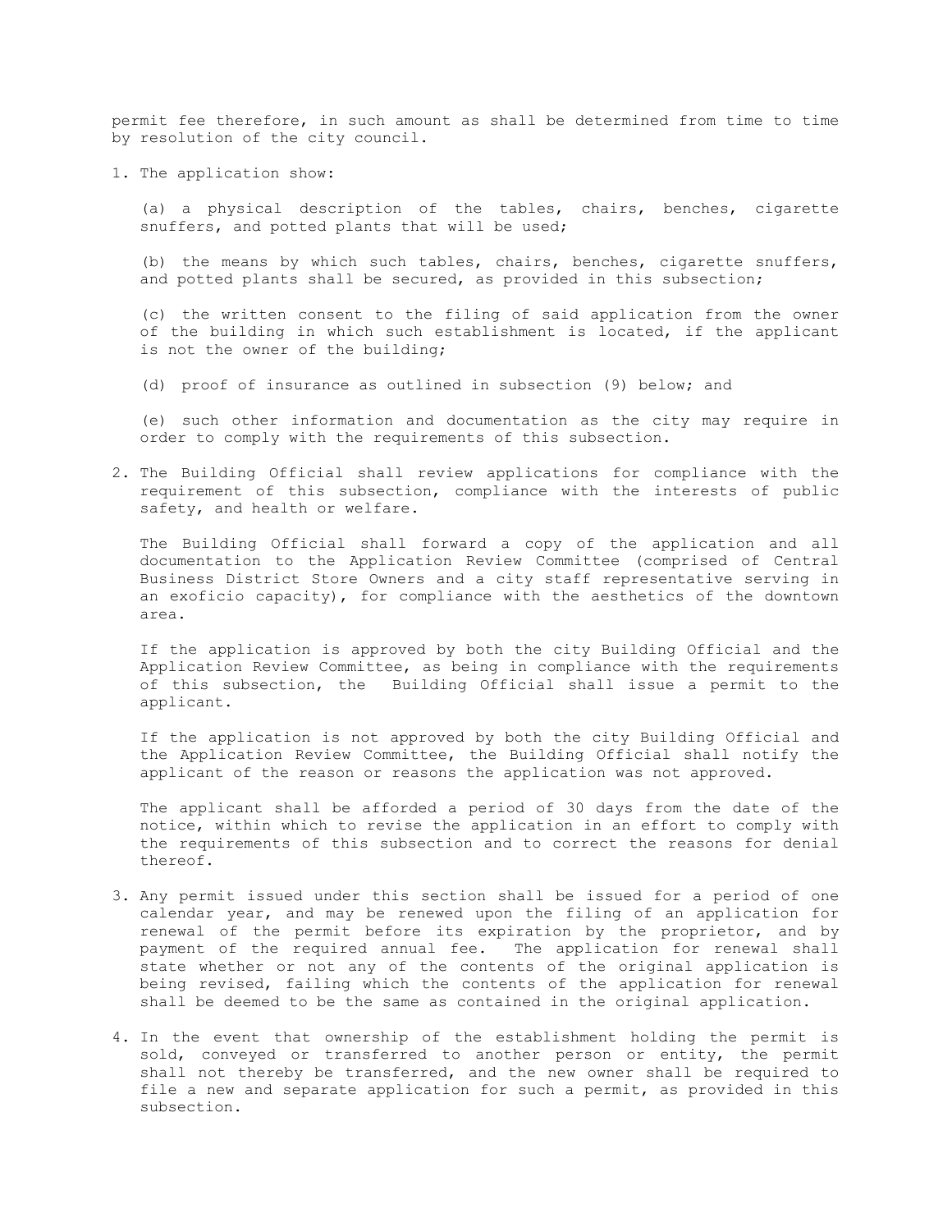permit fee therefore, in such amount as shall be determined from time to time by resolution of the city council.

1. The application show:

   (a) a physical description of the tables, chairs, benches, cigarette snuffers, and potted plants that will be used;

   (b) the means by which such tables, chairs, benches, cigarette snuffers, and potted plants shall be secured, as provided in this subsection;

   (c) the written consent to the filing of said application from the owner of the building in which such establishment is located, if the applicant is not the owner of the building;

   (d) proof of insurance as outlined in subsection (9) below; and

   (e) such other information and documentation as the city may require in order to comply with the requirements of this subsection.

2. The Building Official shall review applications for compliance with the requirement of this subsection, compliance with the interests of public safety, and health or welfare.

   The Building Official shall forward a copy of the application and all documentation to the Application Review Committee (comprised of Central Business District Store Owners and a city staff representative serving in an exoficio capacity), for compliance with the aesthetics of the downtown area.

   If the application is approved by both the city Building Official and the Application Review Committee, as being in compliance with the requirements of this subsection, the Building Official shall issue a permit to the applicant.

   If the application is not approved by both the city Building Official and the Application Review Committee, the Building Official shall notify the applicant of the reason or reasons the application was not approved.

   The applicant shall be afforded a period of 30 days from the date of the notice, within which to revise the application in an effort to comply with the requirements of this subsection and to correct the reasons for denial thereof.

3. Any permit issued under this section shall be issued for a period of one calendar year, and may be renewed upon the filing of an application for renewal of the permit before its expiration by the proprietor, and by payment of the required annual fee. The application for renewal shall state whether or not any of the contents of the original application is being revised, failing which the contents of the application for renewal shall be deemed to be the same as contained in the original application.

4. In the event that ownership of the establishment holding the permit is sold, conveyed or transferred to another person or entity, the permit shall not thereby be transferred, and the new owner shall be required to file a new and separate application for such a permit, as provided in this subsection.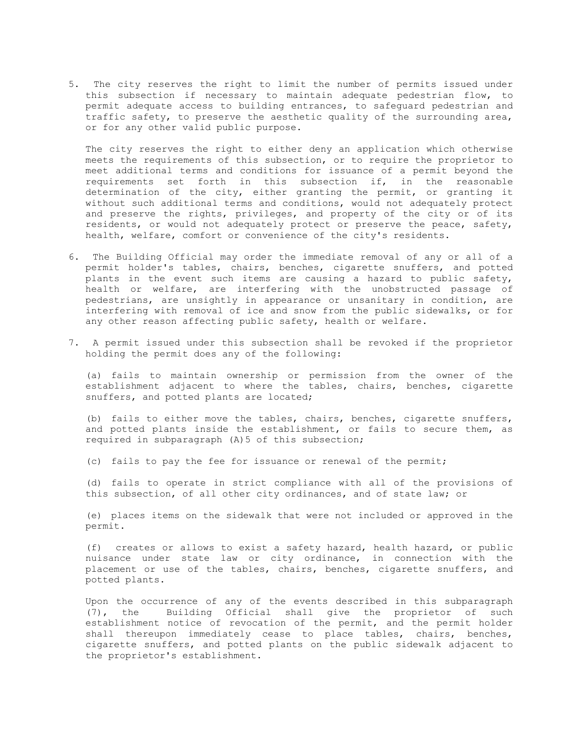5. The city reserves the right to limit the number of permits issued under this subsection if necessary to maintain adequate pedestrian flow, to permit adequate access to building entrances, to safeguard pedestrian and traffic safety, to preserve the aesthetic quality of the surrounding area, or for any other valid public purpose.

   The city reserves the right to either deny an application which otherwise meets the requirements of this subsection, or to require the proprietor to meet additional terms and conditions for issuance of a permit beyond the requirements set forth in this subsection if, in the reasonable determination of the city, either granting the permit, or granting it without such additional terms and conditions, would not adequately protect and preserve the rights, privileges, and property of the city or of its residents, or would not adequately protect or preserve the peace, safety, health, welfare, comfort or convenience of the city's residents.

6. The Building Official may order the immediate removal of any or all of a permit holder's tables, chairs, benches, cigarette snuffers, and potted plants in the event such items are causing a hazard to public safety, health or welfare, are interfering with the unobstructed passage of pedestrians, are unsightly in appearance or unsanitary in condition, are interfering with removal of ice and snow from the public sidewalks, or for any other reason affecting public safety, health or welfare.

7. A permit issued under this subsection shall be revoked if the proprietor holding the permit does any of the following:

   (a) fails to maintain ownership or permission from the owner of the establishment adjacent to where the tables, chairs, benches, cigarette snuffers, and potted plants are located;

   (b) fails to either move the tables, chairs, benches, cigarette snuffers, and potted plants inside the establishment, or fails to secure them, as required in subparagraph (A)5 of this subsection;

   (c) fails to pay the fee for issuance or renewal of the permit;

   (d) fails to operate in strict compliance with all of the provisions of this subsection, of all other city ordinances, and of state law; or

   (e) places items on the sidewalk that were not included or approved in the permit.

   (f) creates or allows to exist a safety hazard, health hazard, or public nuisance under state law or city ordinance, in connection with the placement or use of the tables, chairs, benches, cigarette snuffers, and potted plants.

   Upon the occurrence of any of the events described in this subparagraph (7), the Building Official shall give the proprietor of such establishment notice of revocation of the permit, and the permit holder shall thereupon immediately cease to place tables, chairs, benches, cigarette snuffers, and potted plants on the public sidewalk adjacent to the proprietor's establishment.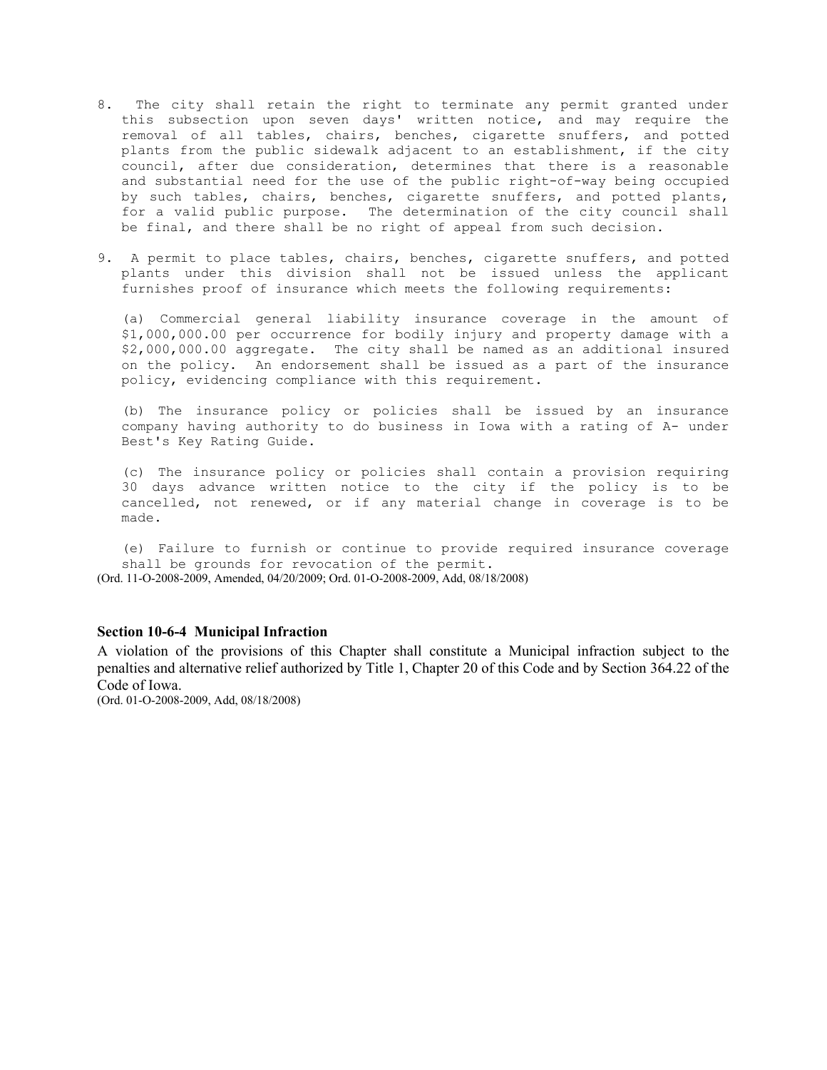8. The city shall retain the right to terminate any permit granted under this subsection upon seven days' written notice, and may require the removal of all tables, chairs, benches, cigarette snuffers, and potted plants from the public sidewalk adjacent to an establishment, if the city council, after due consideration, determines that there is a reasonable and substantial need for the use of the public right-of-way being occupied by such tables, chairs, benches, cigarette snuffers, and potted plants, for a valid public purpose. The determination of the city council shall be final, and there shall be no right of appeal from such decision.

9. A permit to place tables, chairs, benches, cigarette snuffers, and potted plants under this division shall not be issued unless the applicant furnishes proof of insurance which meets the following requirements:

   (a) Commercial general liability insurance coverage in the amount of $1,000,000.00 per occurrence for bodily injury and property damage with a $2,000,000.00 aggregate. The city shall be named as an additional insured on the policy. An endorsement shall be issued as a part of the insurance policy, evidencing compliance with this requirement.

   (b) The insurance policy or policies shall be issued by an insurance company having authority to do business in Iowa with a rating of A- under Best's Key Rating Guide.

   (c) The insurance policy or policies shall contain a provision requiring 30 days advance written notice to the city if the policy is to be cancelled, not renewed, or if any material change in coverage is to be made.

   (e) Failure to furnish or continue to provide required insurance coverage shall be grounds for revocation of the permit.

(Ord. 11-O-2008-2009, Amended, 04/20/2009; Ord. 01-O-2008-2009, Add, 08/18/2008)

### Section 10-6-4 Municipal Infraction

A violation of the provisions of this Chapter shall constitute a Municipal infraction subject to the penalties and alternative relief authorized by Title 1, Chapter 20 of this Code and by Section 364.22 of the Code of Iowa.

(Ord. 01-O-2008-2009, Add, 08/18/2008)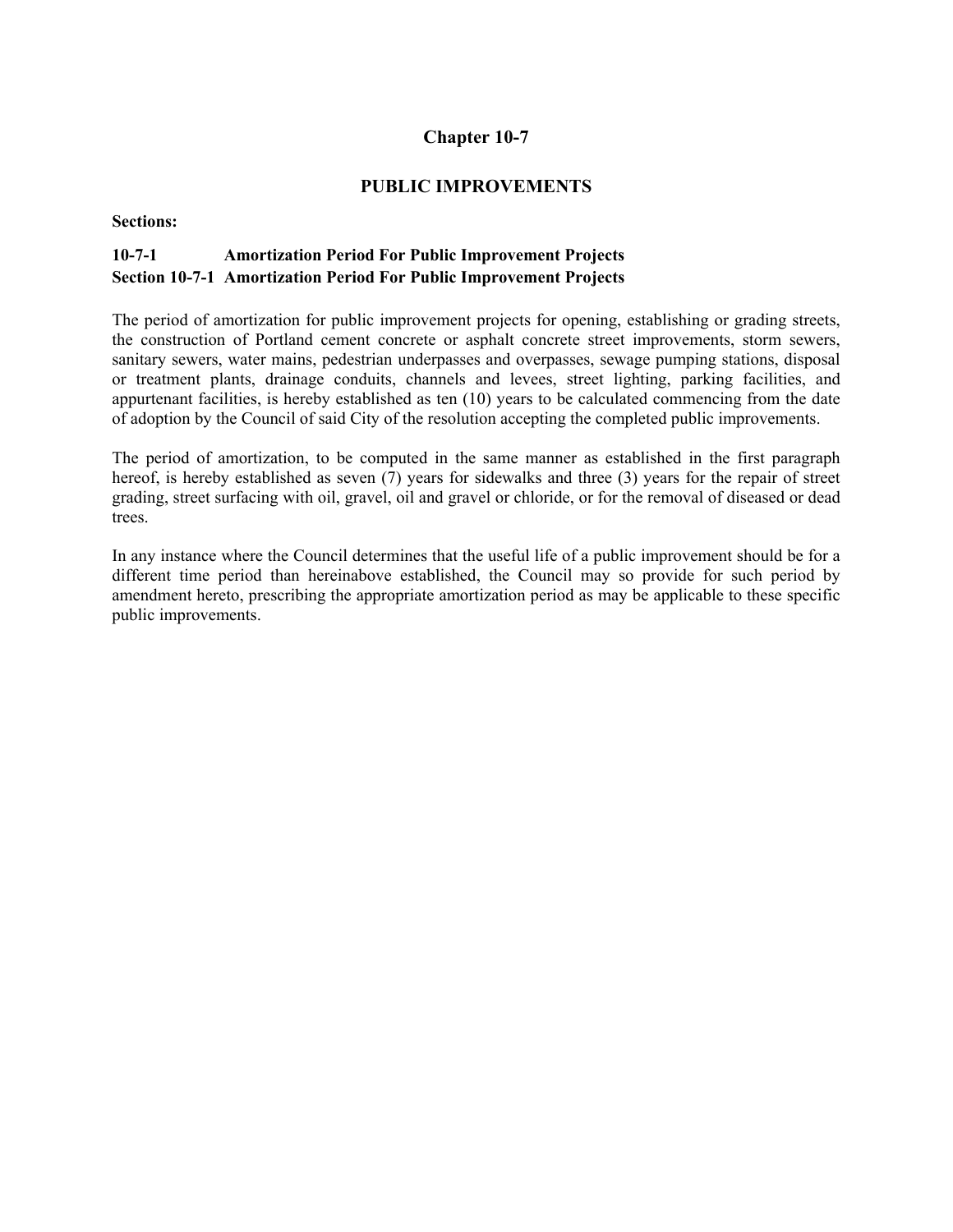# Chapter 10-7

## PUBLIC IMPROVEMENTS

**Sections:**

**10-7-1 Amortization Period For Public Improvement Projects**

### Section 10-7-1 Amortization Period For Public Improvement Projects

The period of amortization for public improvement projects for opening, establishing or grading streets, the construction of Portland cement concrete or asphalt concrete street improvements, storm sewers, sanitary sewers, water mains, pedestrian underpasses and overpasses, sewage pumping stations, disposal or treatment plants, drainage conduits, channels and levees, street lighting, parking facilities, and appurtenant facilities, is hereby established as ten (10) years to be calculated commencing from the date of adoption by the Council of said City of the resolution accepting the completed public improvements.

The period of amortization, to be computed in the same manner as established in the first paragraph hereof, is hereby established as seven (7) years for sidewalks and three (3) years for the repair of street grading, street surfacing with oil, gravel, oil and gravel or chloride, or for the removal of diseased or dead trees.

In any instance where the Council determines that the useful life of a public improvement should be for a different time period than hereinabove established, the Council may so provide for such period by amendment hereto, prescribing the appropriate amortization period as may be applicable to these specific public improvements.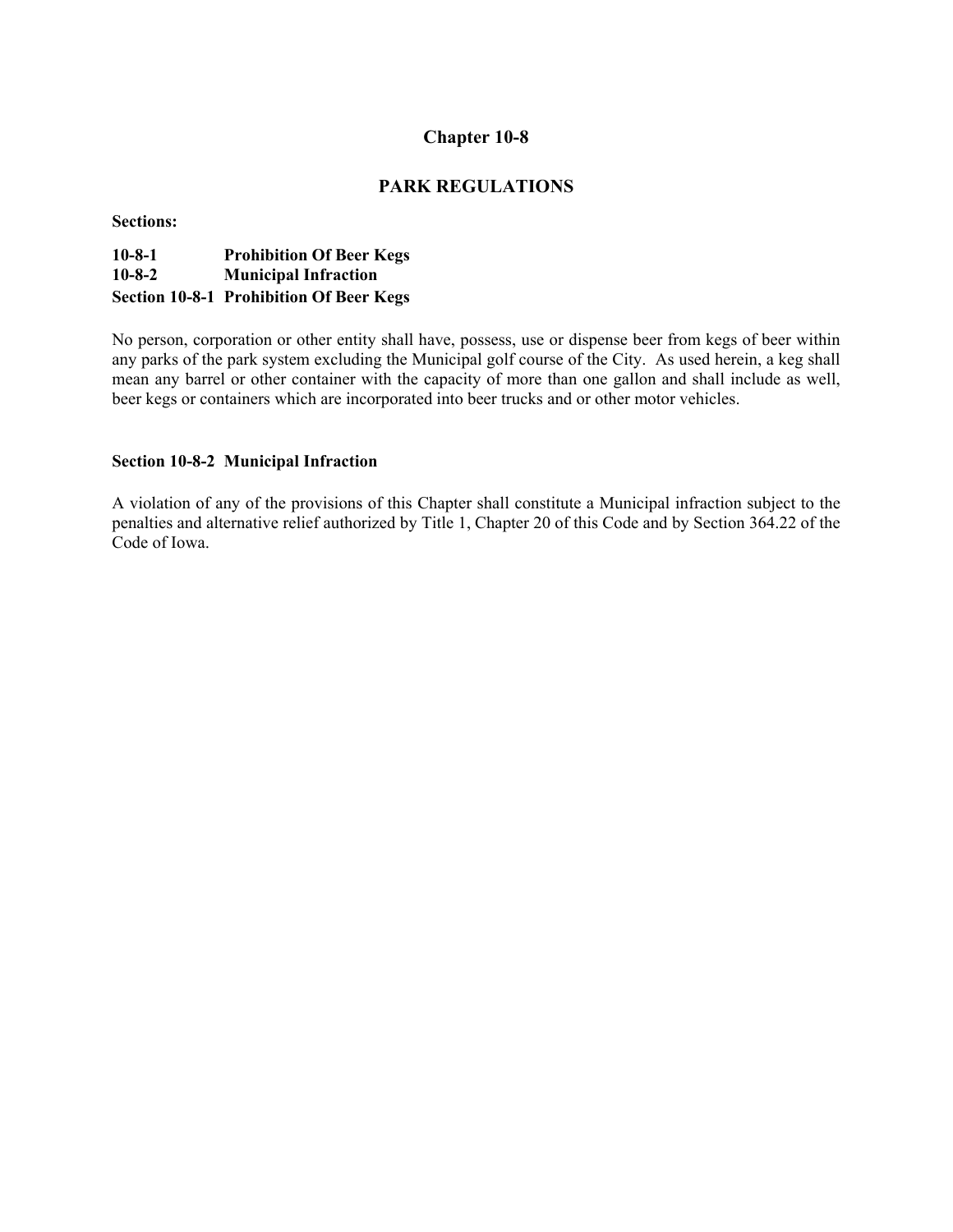# Chapter 10-8

## PARK REGULATIONS

**Sections:**

**10-8-1 Prohibition Of Beer Kegs**
**10-8-2 Municipal Infraction**

**Section 10-8-1 Prohibition Of Beer Kegs**

No person, corporation or other entity shall have, possess, use or dispense beer from kegs of beer within any parks of the park system excluding the Municipal golf course of the City. As used herein, a keg shall mean any barrel or other container with the capacity of more than one gallon and shall include as well, beer kegs or containers which are incorporated into beer trucks and or other motor vehicles.

**Section 10-8-2 Municipal Infraction**

A violation of any of the provisions of this Chapter shall constitute a Municipal infraction subject to the penalties and alternative relief authorized by Title 1, Chapter 20 of this Code and by Section 364.22 of the Code of Iowa.